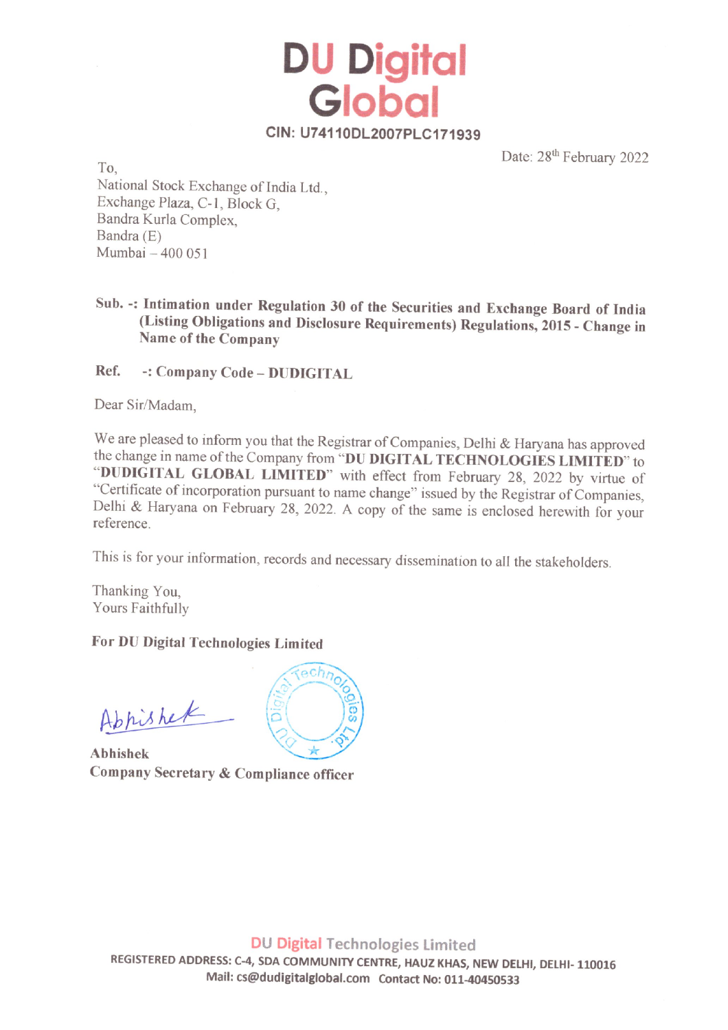# DU Digital Global

**CIN: U74110DL2007PLC171939**

Date: 28th February 2022

To,
National Stock Exchange of India Ltd.,
Exchange Plaza, C-1, Block G,
Bandra Kurla Complex,
Bandra (E)
Mumbai – 400 051

**Sub. -: Intimation under Regulation 30 of the Securities and Exchange Board of India (Listing Obligations and Disclosure Requirements) Regulations, 2015 - Change in Name of the Company**

**Ref. -: Company Code – DUDIGITAL**

Dear Sir/Madam,

We are pleased to inform you that the Registrar of Companies, Delhi & Haryana has approved the change in name of the Company from "**DU DIGITAL TECHNOLOGIES LIMITED**" to "**DUDIGITAL GLOBAL LIMITED**" with effect from February 28, 2022 by virtue of "Certificate of incorporation pursuant to name change" issued by the Registrar of Companies, Delhi & Haryana on February 28, 2022. A copy of the same is enclosed herewith for your reference.

This is for your information, records and necessary dissemination to all the stakeholders.

Thanking You,
Yours Faithfully

**For DU Digital Technologies Limited**

Abhishek

**Abhishek**
**Company Secretary & Compliance officer**

DU Digital Technologies Limited
REGISTERED ADDRESS: C-4, SDA COMMUNITY CENTRE, HAUZ KHAS, NEW DELHI, DELHI- 110016
Mail: cs@dudigitalglobal.com Contact No: 011-40450533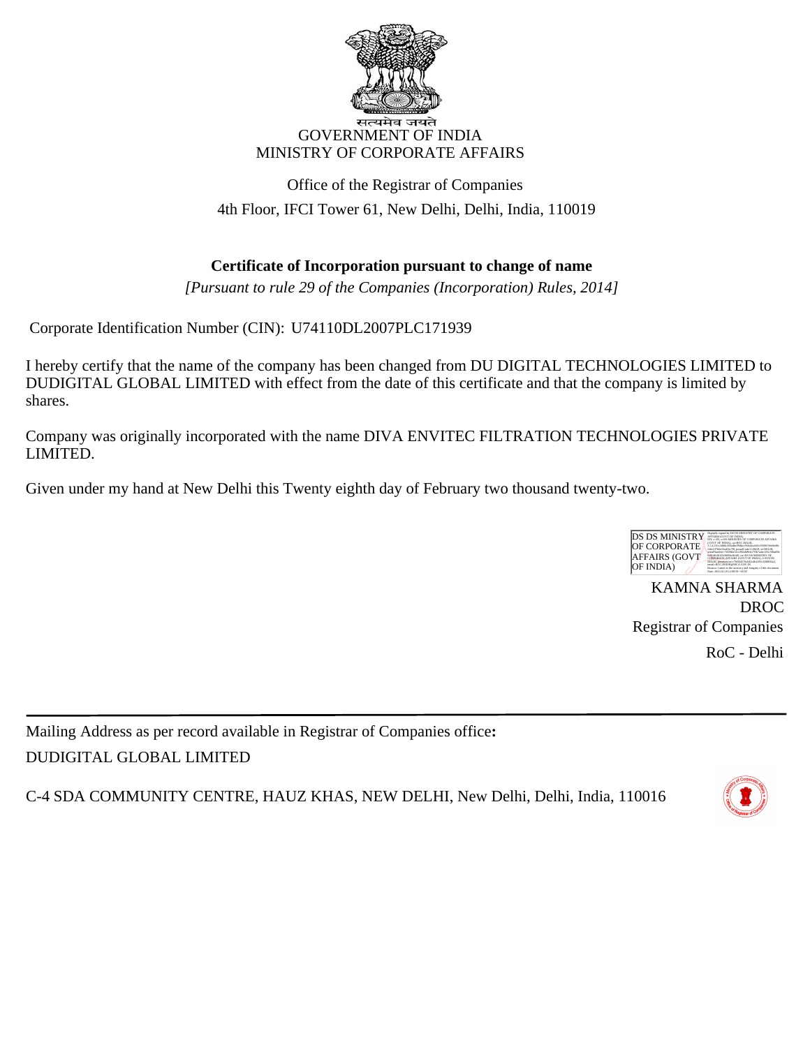सत्यमेव जयते

GOVERNMENT OF INDIA
MINISTRY OF CORPORATE AFFAIRS

Office of the Registrar of Companies

4th Floor, IFCI Tower 61, New Delhi, Delhi, India, 110019

## Certificate of Incorporation pursuant to change of name

*[Pursuant to rule 29 of the Companies (Incorporation) Rules, 2014]*

Corporate Identification Number (CIN): U74110DL2007PLC171939

I hereby certify that the name of the company has been changed from DU DIGITAL TECHNOLOGIES LIMITED to DUDIGITAL GLOBAL LIMITED with effect from the date of this certificate and that the company is limited by shares.

Company was originally incorporated with the name DIVA ENVITEC FILTRATION TECHNOLOGIES PRIVATE LIMITED.

Given under my hand at New Delhi this Twenty eighth day of February two thousand twenty-two.

DS DS MINISTRY OF CORPORATE AFFAIRS (GOVT OF INDIA)

KAMNA SHARMA
DROC
Registrar of Companies
RoC - Delhi

---

Mailing Address as per record available in Registrar of Companies office**:**

DUDIGITAL GLOBAL LIMITED

C-4 SDA COMMUNITY CENTRE, HAUZ KHAS, NEW DELHI, New Delhi, Delhi, India, 110016